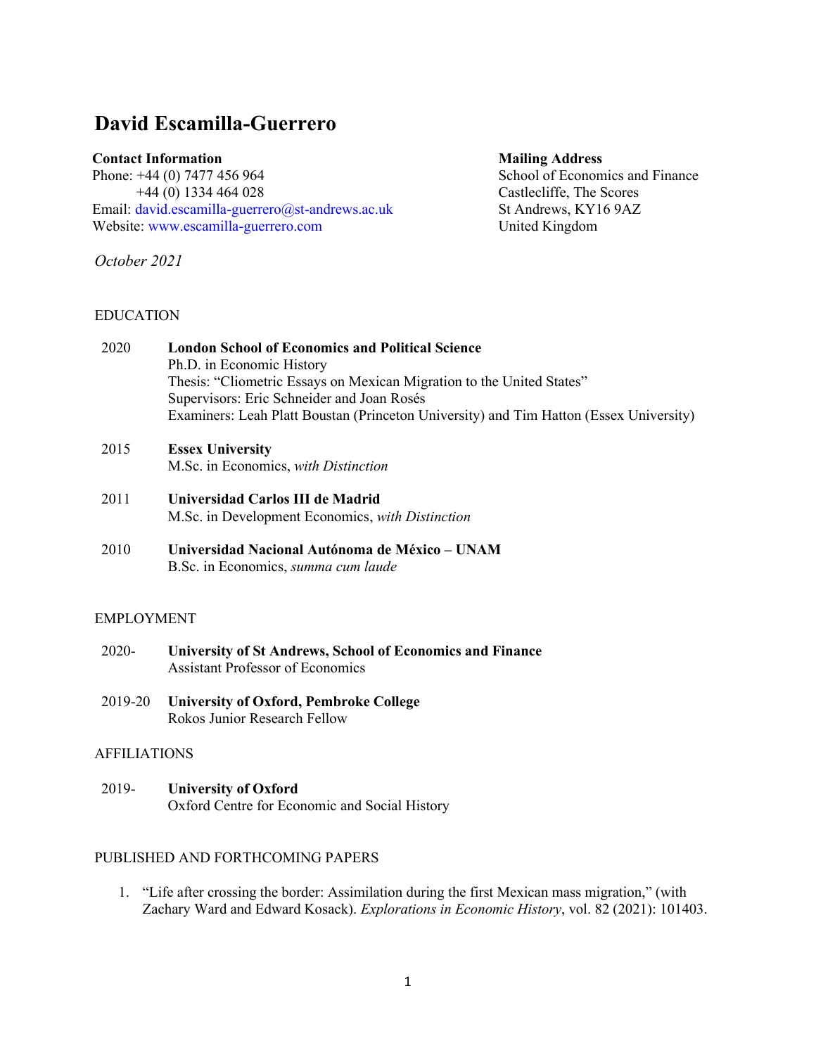# David Escamilla-Guerrero

**Contact Information**
Phone: +44 (0) 7477 456 964
+44 (0) 1334 464 028
Email: david.escamilla-guerrero@st-andrews.ac.uk
Website: www.escamilla-guerrero.com

**Mailing Address**
School of Economics and Finance
Castlecliffe, The Scores
St Andrews, KY16 9AZ
United Kingdom

*October 2021*

## EDUCATION

2020 **London School of Economics and Political Science**
Ph.D. in Economic History
Thesis: "Cliometric Essays on Mexican Migration to the United States"
Supervisors: Eric Schneider and Joan Rosés
Examiners: Leah Platt Boustan (Princeton University) and Tim Hatton (Essex University)

2015 **Essex University**
M.Sc. in Economics, *with Distinction*

2011 **Universidad Carlos III de Madrid**
M.Sc. in Development Economics, *with Distinction*

2010 **Universidad Nacional Autónoma de México – UNAM**
B.Sc. in Economics, *summa cum laude*

## EMPLOYMENT

2020- **University of St Andrews, School of Economics and Finance**
Assistant Professor of Economics

2019-20 **University of Oxford, Pembroke College**
Rokos Junior Research Fellow

## AFFILIATIONS

2019- **University of Oxford**
Oxford Centre for Economic and Social History

## PUBLISHED AND FORTHCOMING PAPERS

1. "Life after crossing the border: Assimilation during the first Mexican mass migration," (with Zachary Ward and Edward Kosack). *Explorations in Economic History*, vol. 82 (2021): 101403.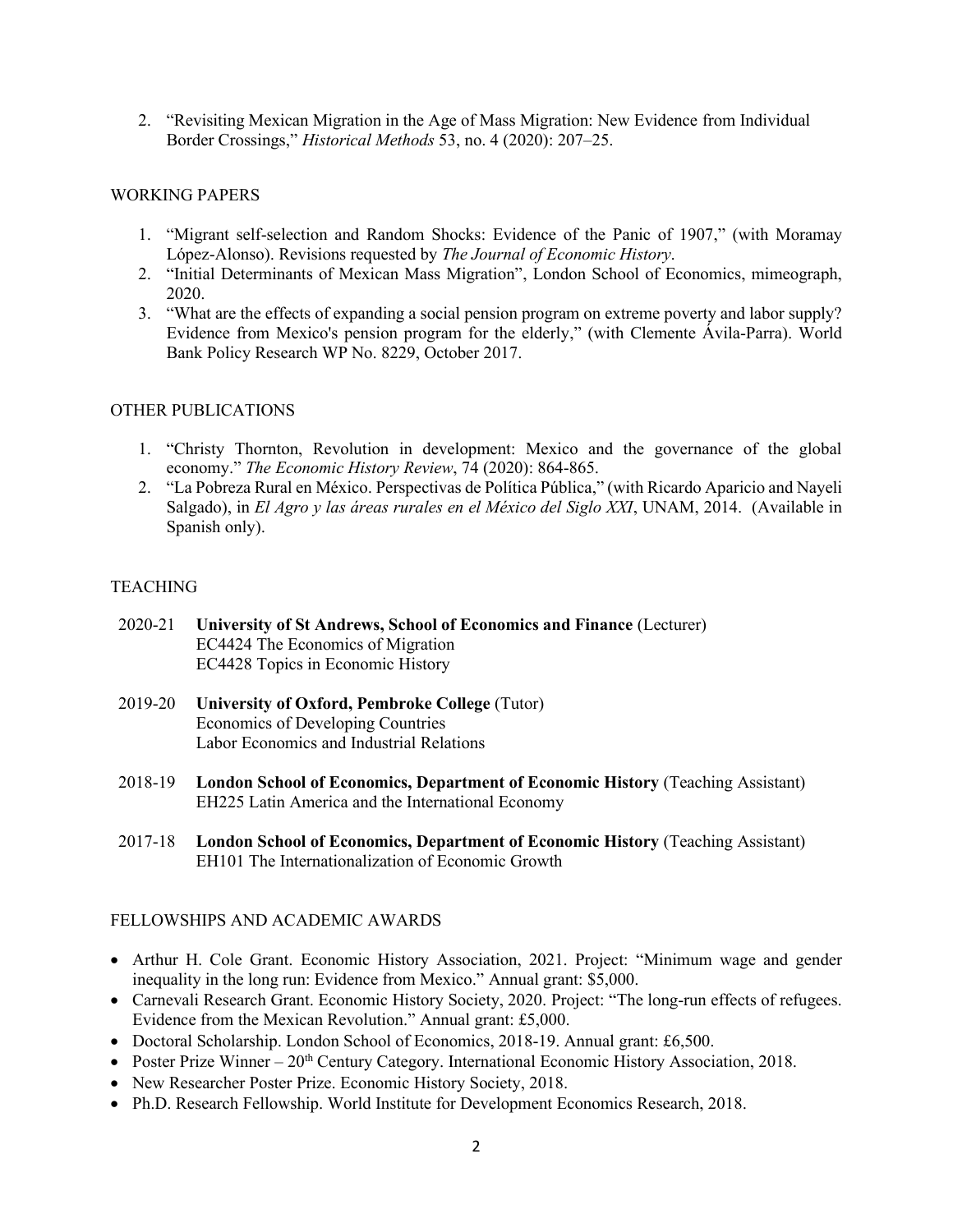2. "Revisiting Mexican Migration in the Age of Mass Migration: New Evidence from Individual Border Crossings," *Historical Methods* 53, no. 4 (2020): 207–25.

## WORKING PAPERS

1. "Migrant self-selection and Random Shocks: Evidence of the Panic of 1907," (with Moramay López-Alonso). Revisions requested by *The Journal of Economic History*.
2. "Initial Determinants of Mexican Mass Migration", London School of Economics, mimeograph, 2020.
3. "What are the effects of expanding a social pension program on extreme poverty and labor supply? Evidence from Mexico's pension program for the elderly," (with Clemente Ávila-Parra). World Bank Policy Research WP No. 8229, October 2017.

## OTHER PUBLICATIONS

1. "Christy Thornton, Revolution in development: Mexico and the governance of the global economy." *The Economic History Review*, 74 (2020): 864-865.
2. "La Pobreza Rural en México. Perspectivas de Política Pública," (with Ricardo Aparicio and Nayeli Salgado), in *El Agro y las áreas rurales en el México del Siglo XXI*, UNAM, 2014. (Available in Spanish only).

## TEACHING

2020-21 **University of St Andrews, School of Economics and Finance** (Lecturer)
EC4424 The Economics of Migration
EC4428 Topics in Economic History

2019-20 **University of Oxford, Pembroke College** (Tutor)
Economics of Developing Countries
Labor Economics and Industrial Relations

2018-19 **London School of Economics, Department of Economic History** (Teaching Assistant)
EH225 Latin America and the International Economy

2017-18 **London School of Economics, Department of Economic History** (Teaching Assistant)
EH101 The Internationalization of Economic Growth

## FELLOWSHIPS AND ACADEMIC AWARDS

- Arthur H. Cole Grant. Economic History Association, 2021. Project: "Minimum wage and gender inequality in the long run: Evidence from Mexico." Annual grant: $5,000.
- Carnevali Research Grant. Economic History Society, 2020. Project: "The long-run effects of refugees. Evidence from the Mexican Revolution." Annual grant: £5,000.
- Doctoral Scholarship. London School of Economics, 2018-19. Annual grant: £6,500.
- Poster Prize Winner – 20th Century Category. International Economic History Association, 2018.
- New Researcher Poster Prize. Economic History Society, 2018.
- Ph.D. Research Fellowship. World Institute for Development Economics Research, 2018.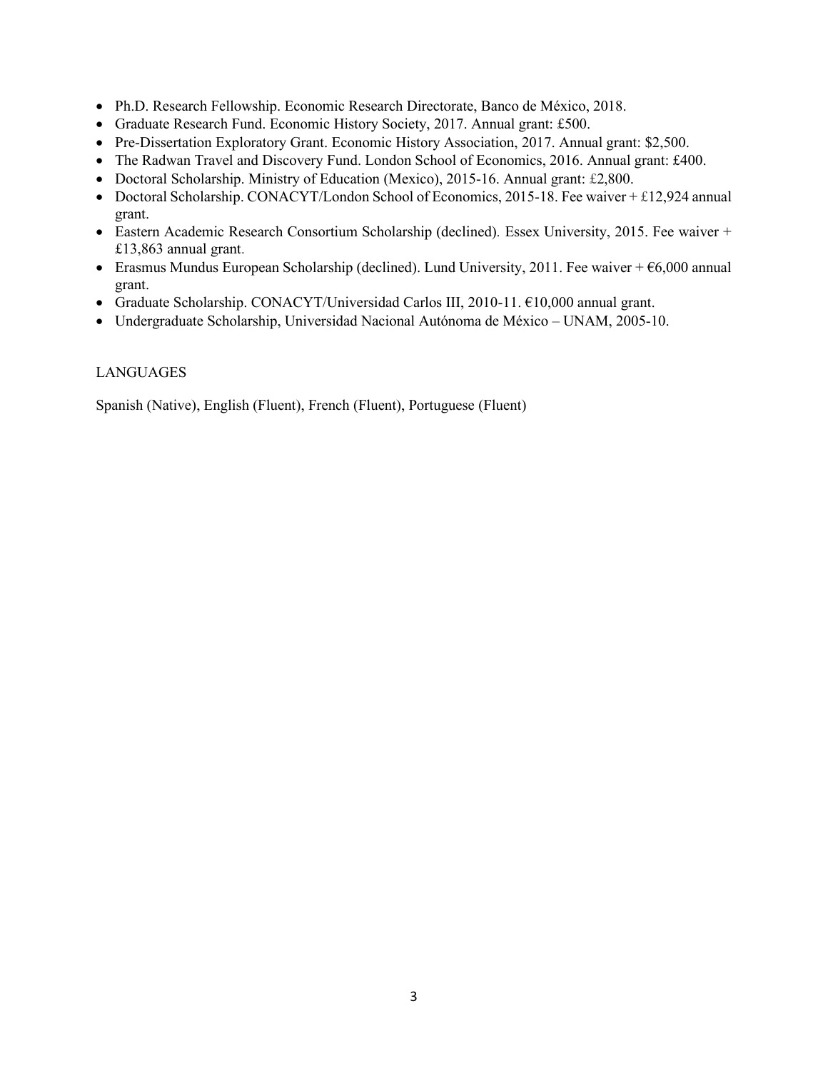- Ph.D. Research Fellowship. Economic Research Directorate, Banco de México, 2018.
- Graduate Research Fund. Economic History Society, 2017. Annual grant: £500.
- Pre-Dissertation Exploratory Grant. Economic History Association, 2017. Annual grant: $2,500.
- The Radwan Travel and Discovery Fund. London School of Economics, 2016. Annual grant: £400.
- Doctoral Scholarship. Ministry of Education (Mexico), 2015-16. Annual grant: £2,800.
- Doctoral Scholarship. CONACYT/London School of Economics, 2015-18. Fee waiver + £12,924 annual grant.
- Eastern Academic Research Consortium Scholarship (declined). Essex University, 2015. Fee waiver + £13,863 annual grant.
- Erasmus Mundus European Scholarship (declined). Lund University, 2011. Fee waiver + €6,000 annual grant.
- Graduate Scholarship. CONACYT/Universidad Carlos III, 2010-11. €10,000 annual grant.
- Undergraduate Scholarship, Universidad Nacional Autónoma de México – UNAM, 2005-10.

## LANGUAGES

Spanish (Native), English (Fluent), French (Fluent), Portuguese (Fluent)